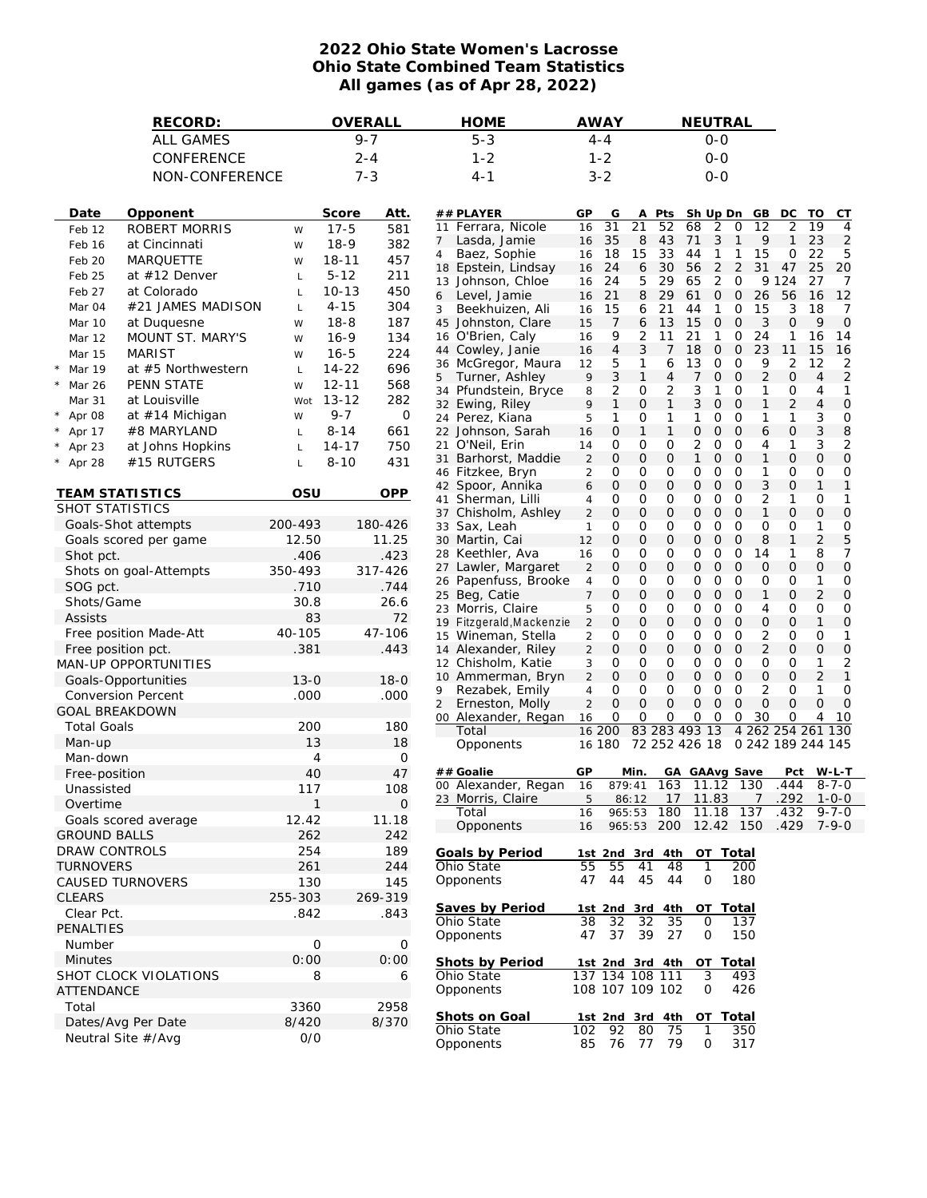# 2022 Ohio State Women's Lacrosse
## Ohio State Combined Team Statistics
### All games (as of Apr 28, 2022)

| RECORD: | OVERALL | HOME | AWAY | NEUTRAL |
|---|---|---|---|---|
| ALL GAMES | 9-7 | 5-3 | 4-4 | 0-0 |
| CONFERENCE | 2-4 | 1-2 | 1-2 | 0-0 |
| NON-CONFERENCE | 7-3 | 4-1 | 3-2 | 0-0 |

| | Date | Opponent | | Score | Att. |
|---|---|---|---|---|---|
| | Feb 12 | ROBERT MORRIS | W | 17-5 | 581 |
| | Feb 16 | at Cincinnati | W | 18-9 | 382 |
| | Feb 20 | MARQUETTE | W | 18-11 | 457 |
| | Feb 25 | at #12 Denver | L | 5-12 | 211 |
| | Feb 27 | at Colorado | L | 10-13 | 450 |
| | Mar 04 | #21 JAMES MADISON | L | 4-15 | 304 |
| | Mar 10 | at Duquesne | W | 18-8 | 187 |
| | Mar 12 | MOUNT ST. MARY'S | W | 16-9 | 134 |
| | Mar 15 | MARIST | W | 16-5 | 224 |
| * | Mar 19 | at #5 Northwestern | L | 14-22 | 696 |
| * | Mar 26 | PENN STATE | W | 12-11 | 568 |
| | Mar 31 | at Louisville | Wot | 13-12 | 282 |
| * | Apr 08 | at #14 Michigan | W | 9-7 | 0 |
| * | Apr 17 | #8 MARYLAND | L | 8-14 | 661 |
| * | Apr 23 | at Johns Hopkins | L | 14-17 | 750 |
| * | Apr 28 | #15 RUTGERS | L | 8-10 | 431 |

| TEAM STATISTICS | OSU | OPP |
|---|---|---|
| SHOT STATISTICS | | |
| Goals-Shot attempts | 200-493 | 180-426 |
| Goals scored per game | 12.50 | 11.25 |
| Shot pct. | .406 | .423 |
| Shots on goal-Attempts | 350-493 | 317-426 |
| SOG pct. | .710 | .744 |
| Shots/Game | 30.8 | 26.6 |
| Assists | 83 | 72 |
| Free position Made-Att | 40-105 | 47-106 |
| Free position pct. | .381 | .443 |
| MAN-UP OPPORTUNITIES | | |
| Goals-Opportunities | 13-0 | 18-0 |
| Conversion Percent | .000 | .000 |
| GOAL BREAKDOWN | | |
| Total Goals | 200 | 180 |
| Man-up | 13 | 18 |
| Man-down | 4 | 0 |
| Free-position | 40 | 47 |
| Unassisted | 117 | 108 |
| Overtime | 1 | 0 |
| Goals scored average | 12.42 | 11.18 |
| GROUND BALLS | 262 | 242 |
| DRAW CONTROLS | 254 | 189 |
| TURNOVERS | 261 | 244 |
| CAUSED TURNOVERS | 130 | 145 |
| CLEARS | 255-303 | 269-319 |
| Clear Pct. | .842 | .843 |
| PENALTIES | | |
| Number | 0 | 0 |
| Minutes | 0:00 | 0:00 |
| SHOT CLOCK VIOLATIONS | 8 | 6 |
| ATTENDANCE | | |
| Total | 3360 | 2958 |
| Dates/Avg Per Date | 8/420 | 8/370 |
| Neutral Site #/Avg | 0/0 | |

| ## | PLAYER | GP | G | A | Pts | Sh | Up | Dn | GB | DC | TO | CT |
|---|---|---|---|---|---|---|---|---|---|---|---|---|
| 11 | Ferrara, Nicole | 16 | 31 | 21 | 52 | 68 | 2 | 0 | 12 | 2 | 19 | 4 |
| 7 | Lasda, Jamie | 16 | 35 | 8 | 43 | 71 | 3 | 1 | 9 | 1 | 23 | 2 |
| 4 | Baez, Sophie | 16 | 18 | 15 | 33 | 44 | 1 | 1 | 15 | 0 | 22 | 5 |
| 18 | Epstein, Lindsay | 16 | 24 | 6 | 30 | 56 | 2 | 2 | 31 | 47 | 25 | 20 |
| 13 | Johnson, Chloe | 16 | 24 | 5 | 29 | 65 | 2 | 0 | 9 | 124 | 27 | 7 |
| 6 | Level, Jamie | 16 | 21 | 8 | 29 | 61 | 0 | 0 | 26 | 56 | 16 | 12 |
| 3 | Beekhuizen, Ali | 16 | 15 | 6 | 21 | 44 | 1 | 0 | 15 | 3 | 18 | 7 |
| 45 | Johnston, Clare | 15 | 7 | 6 | 13 | 15 | 0 | 0 | 3 | 0 | 9 | 0 |
| 16 | O'Brien, Caly | 16 | 9 | 2 | 11 | 21 | 1 | 0 | 24 | 1 | 16 | 14 |
| 44 | Cowley, Janie | 16 | 4 | 3 | 7 | 18 | 0 | 0 | 23 | 11 | 15 | 16 |
| 36 | McGregor, Maura | 12 | 5 | 1 | 6 | 13 | 0 | 0 | 9 | 2 | 12 | 2 |
| 5 | Turner, Ashley | 9 | 3 | 1 | 4 | 7 | 0 | 0 | 2 | 0 | 4 | 2 |
| 34 | Pfundstein, Bryce | 8 | 2 | 0 | 2 | 3 | 1 | 0 | 1 | 0 | 4 | 1 |
| 32 | Ewing, Riley | 9 | 1 | 0 | 1 | 3 | 0 | 0 | 1 | 2 | 4 | 0 |
| 24 | Perez, Kiana | 5 | 1 | 0 | 1 | 1 | 0 | 0 | 1 | 1 | 3 | 0 |
| 22 | Johnson, Sarah | 16 | 0 | 1 | 1 | 0 | 0 | 0 | 6 | 0 | 3 | 8 |
| 21 | O'Neil, Erin | 14 | 0 | 0 | 0 | 2 | 0 | 0 | 4 | 1 | 3 | 2 |
| 31 | Barhorst, Maddie | 2 | 0 | 0 | 0 | 1 | 0 | 0 | 1 | 0 | 0 | 0 |
| 46 | Fitzkee, Bryn | 2 | 0 | 0 | 0 | 0 | 0 | 0 | 1 | 0 | 0 | 0 |
| 42 | Spoor, Annika | 6 | 0 | 0 | 0 | 0 | 0 | 0 | 3 | 0 | 1 | 1 |
| 41 | Sherman, Lilli | 4 | 0 | 0 | 0 | 0 | 0 | 0 | 2 | 1 | 0 | 1 |
| 37 | Chisholm, Ashley | 2 | 0 | 0 | 0 | 0 | 0 | 0 | 1 | 0 | 0 | 0 |
| 33 | Sax, Leah | 1 | 0 | 0 | 0 | 0 | 0 | 0 | 0 | 0 | 1 | 0 |
| 30 | Martin, Cai | 12 | 0 | 0 | 0 | 0 | 0 | 0 | 8 | 1 | 2 | 5 |
| 28 | Keethler, Ava | 16 | 0 | 0 | 0 | 0 | 0 | 0 | 14 | 1 | 8 | 7 |
| 27 | Lawler, Margaret | 2 | 0 | 0 | 0 | 0 | 0 | 0 | 0 | 0 | 0 | 0 |
| 26 | Papenfuss, Brooke | 4 | 0 | 0 | 0 | 0 | 0 | 0 | 0 | 0 | 1 | 0 |
| 25 | Beg, Catie | 7 | 0 | 0 | 0 | 0 | 0 | 0 | 1 | 0 | 2 | 0 |
| 23 | Morris, Claire | 5 | 0 | 0 | 0 | 0 | 0 | 0 | 4 | 0 | 0 | 0 |
| 19 | Fitzgerald,Mackenzie | 2 | 0 | 0 | 0 | 0 | 0 | 0 | 0 | 0 | 1 | 0 |
| 15 | Wineman, Stella | 2 | 0 | 0 | 0 | 0 | 0 | 0 | 2 | 0 | 0 | 1 |
| 14 | Alexander, Riley | 2 | 0 | 0 | 0 | 0 | 0 | 0 | 2 | 0 | 0 | 0 |
| 12 | Chisholm, Katie | 3 | 0 | 0 | 0 | 0 | 0 | 0 | 0 | 0 | 1 | 2 |
| 10 | Ammerman, Bryn | 2 | 0 | 0 | 0 | 0 | 0 | 0 | 0 | 0 | 2 | 1 |
| 9 | Rezabek, Emily | 4 | 0 | 0 | 0 | 0 | 0 | 0 | 2 | 0 | 1 | 0 |
| 2 | Erneston, Molly | 2 | 0 | 0 | 0 | 0 | 0 | 0 | 0 | 0 | 0 | 0 |
| 00 | Alexander, Regan | 16 | 0 | 0 | 0 | 0 | 0 | 0 | 30 | 0 | 4 | 10 |
| | Total | 16 | 200 | 83 | 283 | 493 | 13 | 4 | 262 | 254 | 261 | 130 |
| | Opponents | 16 | 180 | 72 | 252 | 426 | 18 | 0 | 242 | 189 | 244 | 145 |

| ## | Goalie | GP | Min. | GA | GAAvg | Save | Pct | W-L-T |
|---|---|---|---|---|---|---|---|---|
| 00 | Alexander, Regan | 16 | 879:41 | 163 | 11.12 | 130 | .444 | 8-7-0 |
| 23 | Morris, Claire | 5 | 86:12 | 17 | 11.83 | 7 | .292 | 1-0-0 |
| | Total | 16 | 965:53 | 180 | 11.18 | 137 | .432 | 9-7-0 |
| | Opponents | 16 | 965:53 | 200 | 12.42 | 150 | .429 | 7-9-0 |

| Goals by Period | 1st | 2nd | 3rd | 4th | OT | Total |
|---|---|---|---|---|---|---|
| Ohio State | 55 | 55 | 41 | 48 | 1 | 200 |
| Opponents | 47 | 44 | 45 | 44 | 0 | 180 |

| Saves by Period | 1st | 2nd | 3rd | 4th | OT | Total |
|---|---|---|---|---|---|---|
| Ohio State | 38 | 32 | 32 | 35 | 0 | 137 |
| Opponents | 47 | 37 | 39 | 27 | 0 | 150 |

| Shots by Period | 1st | 2nd | 3rd | 4th | OT | Total |
|---|---|---|---|---|---|---|
| Ohio State | 137 | 134 | 108 | 111 | 3 | 493 |
| Opponents | 108 | 107 | 109 | 102 | 0 | 426 |

| Shots on Goal | 1st | 2nd | 3rd | 4th | OT | Total |
|---|---|---|---|---|---|---|
| Ohio State | 102 | 92 | 80 | 75 | 1 | 350 |
| Opponents | 85 | 76 | 77 | 79 | 0 | 317 |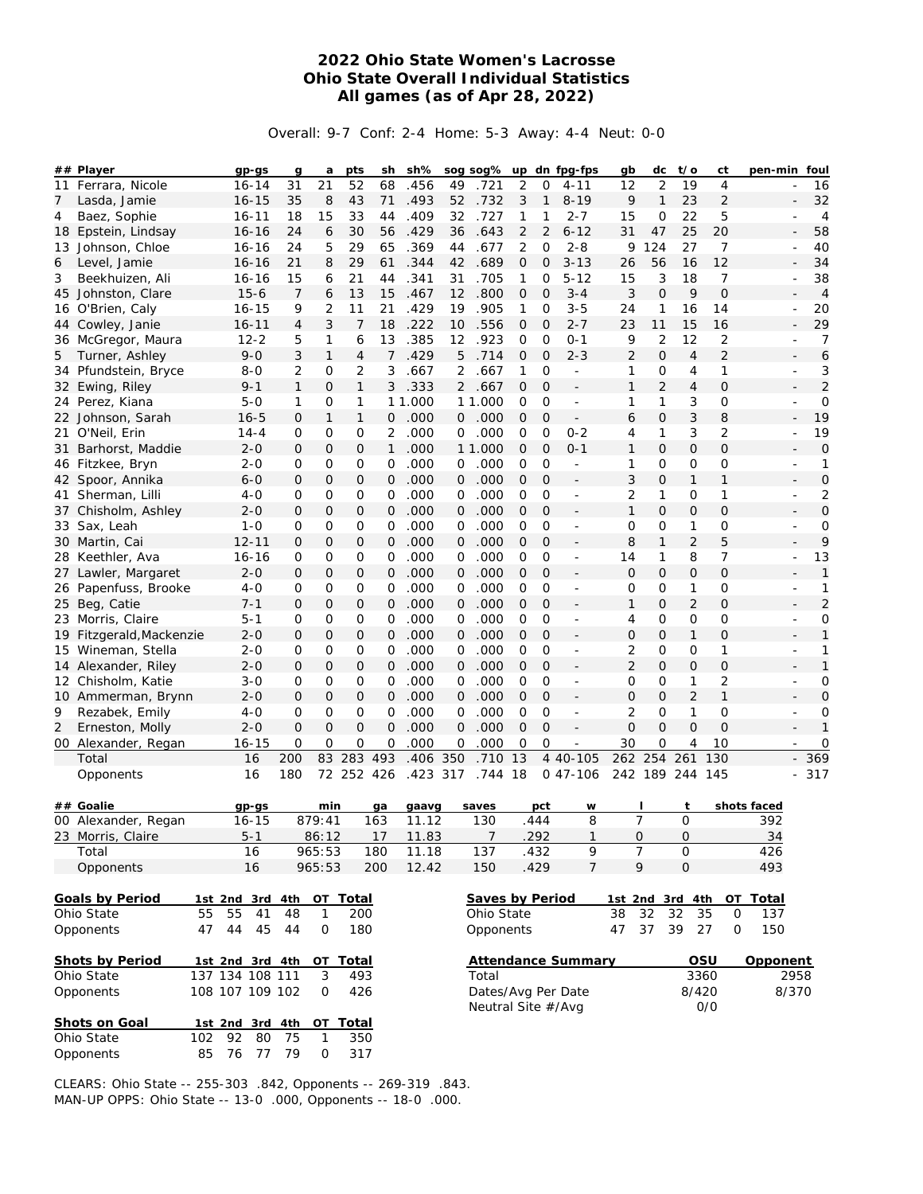# 2022 Ohio State Women's Lacrosse
## Ohio State Overall Individual Statistics
### All games (as of Apr 28, 2022)

Overall: 9-7 Conf: 2-4 Home: 5-3 Away: 4-4 Neut: 0-0

| ## | Player | gp-gs | g | a | pts | sh | sh% | sog | sog% | up | dn | fpg-fps | gb | dc | t/o | ct | pen-min | foul |
|---|---|---|---|---|---|---|---|---|---|---|---|---|---|---|---|---|---|---|
| 11 | Ferrara, Nicole | 16-14 | 31 | 21 | 52 | 68 | .456 | 49 | .721 | 2 | 0 | 4-11 | 12 | 2 | 19 | 4 | - | 16 |
| 7 | Lasda, Jamie | 16-15 | 35 | 8 | 43 | 71 | .493 | 52 | .732 | 3 | 1 | 8-19 | 9 | 1 | 23 | 2 | - | 32 |
| 4 | Baez, Sophie | 16-11 | 18 | 15 | 33 | 44 | .409 | 32 | .727 | 1 | 1 | 2-7 | 15 | 0 | 22 | 5 | - | 4 |
| 18 | Epstein, Lindsay | 16-16 | 24 | 6 | 30 | 56 | .429 | 36 | .643 | 2 | 2 | 6-12 | 31 | 47 | 25 | 20 | - | 58 |
| 13 | Johnson, Chloe | 16-16 | 24 | 5 | 29 | 65 | .369 | 44 | .677 | 2 | 0 | 2-8 | 9 | 124 | 27 | 7 | - | 40 |
| 6 | Level, Jamie | 16-16 | 21 | 8 | 29 | 61 | .344 | 42 | .689 | 0 | 0 | 3-13 | 26 | 56 | 16 | 12 | - | 34 |
| 3 | Beekhuizen, Ali | 16-16 | 15 | 6 | 21 | 44 | .341 | 31 | .705 | 1 | 0 | 5-12 | 15 | 3 | 18 | 7 | - | 38 |
| 45 | Johnston, Clare | 15-6 | 7 | 6 | 13 | 15 | .467 | 12 | .800 | 0 | 0 | 3-4 | 3 | 0 | 9 | 0 | - | 4 |
| 16 | O'Brien, Caly | 16-15 | 9 | 2 | 11 | 21 | .429 | 19 | .905 | 1 | 0 | 3-5 | 24 | 1 | 16 | 14 | - | 20 |
| 44 | Cowley, Janie | 16-11 | 4 | 3 | 7 | 18 | .222 | 10 | .556 | 0 | 0 | 2-7 | 23 | 11 | 15 | 16 | - | 29 |
| 36 | McGregor, Maura | 12-2 | 5 | 1 | 6 | 13 | .385 | 12 | .923 | 0 | 0 | 0-1 | 9 | 2 | 12 | 2 | - | 7 |
| 5 | Turner, Ashley | 9-0 | 3 | 1 | 4 | 7 | .429 | 5 | .714 | 0 | 0 | 2-3 | 2 | 0 | 4 | 2 | - | 6 |
| 34 | Pfundstein, Bryce | 8-0 | 2 | 0 | 2 | 3 | .667 | 2 | .667 | 1 | 0 | - | 1 | 0 | 4 | 1 | - | 3 |
| 32 | Ewing, Riley | 9-1 | 1 | 0 | 1 | 3 | .333 | 2 | .667 | 0 | 0 | - | 1 | 2 | 4 | 0 | - | 2 |
| 24 | Perez, Kiana | 5-0 | 1 | 0 | 1 | 1 | 1.000 | 1 | 1.000 | 0 | 0 | - | 1 | 1 | 3 | 0 | - | 0 |
| 22 | Johnson, Sarah | 16-5 | 0 | 1 | 1 | 0 | .000 | 0 | .000 | 0 | 0 | - | 6 | 0 | 3 | 8 | - | 19 |
| 21 | O'Neil, Erin | 14-4 | 0 | 0 | 0 | 2 | .000 | 0 | .000 | 0 | 0 | 0-2 | 4 | 1 | 3 | 2 | - | 19 |
| 31 | Barhorst, Maddie | 2-0 | 0 | 0 | 0 | 1 | .000 | 1 | 1.000 | 0 | 0 | 0-1 | 1 | 0 | 0 | 0 | - | 0 |
| 46 | Fitzkee, Bryn | 2-0 | 0 | 0 | 0 | 0 | .000 | 0 | .000 | 0 | 0 | - | 1 | 0 | 0 | 0 | - | 1 |
| 42 | Spoor, Annika | 6-0 | 0 | 0 | 0 | 0 | .000 | 0 | .000 | 0 | 0 | - | 3 | 0 | 1 | 1 | - | 0 |
| 41 | Sherman, Lilli | 4-0 | 0 | 0 | 0 | 0 | .000 | 0 | .000 | 0 | 0 | - | 2 | 1 | 0 | 1 | - | 2 |
| 37 | Chisholm, Ashley | 2-0 | 0 | 0 | 0 | 0 | .000 | 0 | .000 | 0 | 0 | - | 1 | 0 | 0 | 0 | - | 0 |
| 33 | Sax, Leah | 1-0 | 0 | 0 | 0 | 0 | .000 | 0 | .000 | 0 | 0 | - | 0 | 0 | 1 | 0 | - | 0 |
| 30 | Martin, Cai | 12-11 | 0 | 0 | 0 | 0 | .000 | 0 | .000 | 0 | 0 | - | 8 | 1 | 2 | 5 | - | 9 |
| 28 | Keethler, Ava | 16-16 | 0 | 0 | 0 | 0 | .000 | 0 | .000 | 0 | 0 | - | 14 | 1 | 8 | 7 | - | 13 |
| 27 | Lawler, Margaret | 2-0 | 0 | 0 | 0 | 0 | .000 | 0 | .000 | 0 | 0 | - | 0 | 0 | 0 | 0 | - | 1 |
| 26 | Papenfuss, Brooke | 4-0 | 0 | 0 | 0 | 0 | .000 | 0 | .000 | 0 | 0 | - | 0 | 0 | 1 | 0 | - | 1 |
| 25 | Beg, Catie | 7-1 | 0 | 0 | 0 | 0 | .000 | 0 | .000 | 0 | 0 | - | 1 | 0 | 2 | 0 | - | 2 |
| 23 | Morris, Claire | 5-1 | 0 | 0 | 0 | 0 | .000 | 0 | .000 | 0 | 0 | - | 4 | 0 | 0 | 0 | - | 0 |
| 19 | Fitzgerald,Mackenzie | 2-0 | 0 | 0 | 0 | 0 | .000 | 0 | .000 | 0 | 0 | - | 0 | 0 | 1 | 0 | - | 1 |
| 15 | Wineman, Stella | 2-0 | 0 | 0 | 0 | 0 | .000 | 0 | .000 | 0 | 0 | - | 2 | 0 | 0 | 1 | - | 1 |
| 14 | Alexander, Riley | 2-0 | 0 | 0 | 0 | 0 | .000 | 0 | .000 | 0 | 0 | - | 2 | 0 | 0 | 0 | - | 1 |
| 12 | Chisholm, Katie | 3-0 | 0 | 0 | 0 | 0 | .000 | 0 | .000 | 0 | 0 | - | 0 | 0 | 1 | 2 | - | 0 |
| 10 | Ammerman, Brynn | 2-0 | 0 | 0 | 0 | 0 | .000 | 0 | .000 | 0 | 0 | - | 0 | 0 | 2 | 1 | - | 0 |
| 9 | Rezabek, Emily | 4-0 | 0 | 0 | 0 | 0 | .000 | 0 | .000 | 0 | 0 | - | 2 | 0 | 1 | 0 | - | 0 |
| 2 | Erneston, Molly | 2-0 | 0 | 0 | 0 | 0 | .000 | 0 | .000 | 0 | 0 | - | 0 | 0 | 0 | 0 | - | 1 |
| 00 | Alexander, Regan | 16-15 | 0 | 0 | 0 | 0 | .000 | 0 | .000 | 0 | 0 | - | 30 | 0 | 4 | 10 | - | 0 |
| | Total | 16 | 200 | 83 | 283 | 493 | .406 | 350 | .710 | 13 | 4 | 40-105 | 262 | 254 | 261 | 130 | - | 369 |
| | Opponents | 16 | 180 | 72 | 252 | 426 | .423 | 317 | .744 | 18 | 0 | 47-106 | 242 | 189 | 244 | 145 | - | 317 |

| ## | Goalie | gp-gs | min | ga | gaavg | saves | pct | w | l | t | shots faced |
|---|---|---|---|---|---|---|---|---|---|---|---|
| 00 | Alexander, Regan | 16-15 | 879:41 | 163 | 11.12 | 130 | .444 | 8 | 7 | 0 | 392 |
| 23 | Morris, Claire | 5-1 | 86:12 | 17 | 11.83 | 7 | .292 | 1 | 0 | 0 | 34 |
| | Total | 16 | 965:53 | 180 | 11.18 | 137 | .432 | 9 | 7 | 0 | 426 |
| | Opponents | 16 | 965:53 | 200 | 12.42 | 150 | .429 | 7 | 9 | 0 | 493 |

| Goals by Period | 1st | 2nd | 3rd | 4th | OT | Total |
|---|---|---|---|---|---|---|
| Ohio State | 55 | 55 | 41 | 48 | 1 | 200 |
| Opponents | 47 | 44 | 45 | 44 | 0 | 180 |

| Shots by Period | 1st | 2nd | 3rd | 4th | OT | Total |
|---|---|---|---|---|---|---|
| Ohio State | 137 | 134 | 108 | 111 | 3 | 493 |
| Opponents | 108 | 107 | 109 | 102 | 0 | 426 |

| Shots on Goal | 1st | 2nd | 3rd | 4th | OT | Total |
|---|---|---|---|---|---|---|
| Ohio State | 102 | 92 | 80 | 75 | 1 | 350 |
| Opponents | 85 | 76 | 77 | 79 | 0 | 317 |

| Saves by Period | 1st | 2nd | 3rd | 4th | OT | Total |
|---|---|---|---|---|---|---|
| Ohio State | 38 | 32 | 32 | 35 | 0 | 137 |
| Opponents | 47 | 37 | 39 | 27 | 0 | 150 |

| Attendance Summary | OSU | Opponent |
|---|---|---|
| Total | 3360 | 2958 |
| Dates/Avg Per Date | 8/420 | 8/370 |
| Neutral Site #/Avg | 0/0 | |

CLEARS: Ohio State -- 255-303 .842, Opponents -- 269-319 .843.
MAN-UP OPPS: Ohio State -- 13-0 .000, Opponents -- 18-0 .000.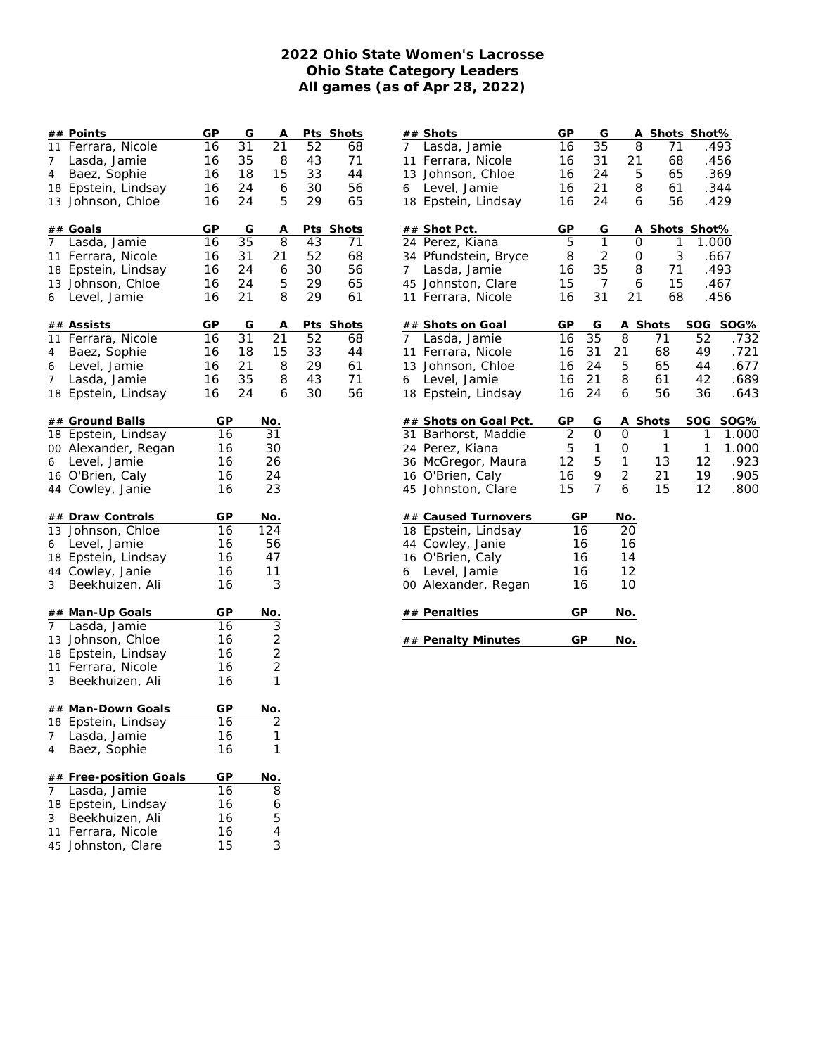# 2022 Ohio State Women's Lacrosse
## Ohio State Category Leaders
### All games (as of Apr 28, 2022)

| ## | Points | GP | G | A | Pts | Shots |
|---|---|---|---|---|---|---|
| 11 | Ferrara, Nicole | 16 | 31 | 21 | 52 | 68 |
| 7 | Lasda, Jamie | 16 | 35 | 8 | 43 | 71 |
| 4 | Baez, Sophie | 16 | 18 | 15 | 33 | 44 |
| 18 | Epstein, Lindsay | 16 | 24 | 6 | 30 | 56 |
| 13 | Johnson, Chloe | 16 | 24 | 5 | 29 | 65 |

| ## | Goals | GP | G | A | Pts | Shots |
|---|---|---|---|---|---|---|
| 7 | Lasda, Jamie | 16 | 35 | 8 | 43 | 71 |
| 11 | Ferrara, Nicole | 16 | 31 | 21 | 52 | 68 |
| 18 | Epstein, Lindsay | 16 | 24 | 6 | 30 | 56 |
| 13 | Johnson, Chloe | 16 | 24 | 5 | 29 | 65 |
| 6 | Level, Jamie | 16 | 21 | 8 | 29 | 61 |

| ## | Assists | GP | G | A | Pts | Shots |
|---|---|---|---|---|---|---|
| 11 | Ferrara, Nicole | 16 | 31 | 21 | 52 | 68 |
| 4 | Baez, Sophie | 16 | 18 | 15 | 33 | 44 |
| 6 | Level, Jamie | 16 | 21 | 8 | 29 | 61 |
| 7 | Lasda, Jamie | 16 | 35 | 8 | 43 | 71 |
| 18 | Epstein, Lindsay | 16 | 24 | 6 | 30 | 56 |

| ## | Ground Balls | GP | No. |
|---|---|---|---|
| 18 | Epstein, Lindsay | 16 | 31 |
| 00 | Alexander, Regan | 16 | 30 |
| 6 | Level, Jamie | 16 | 26 |
| 16 | O'Brien, Caly | 16 | 24 |
| 44 | Cowley, Janie | 16 | 23 |

| ## | Draw Controls | GP | No. |
|---|---|---|---|
| 13 | Johnson, Chloe | 16 | 124 |
| 6 | Level, Jamie | 16 | 56 |
| 18 | Epstein, Lindsay | 16 | 47 |
| 44 | Cowley, Janie | 16 | 11 |
| 3 | Beekhuizen, Ali | 16 | 3 |

| ## | Man-Up Goals | GP | No. |
|---|---|---|---|
| 7 | Lasda, Jamie | 16 | 3 |
| 13 | Johnson, Chloe | 16 | 2 |
| 18 | Epstein, Lindsay | 16 | 2 |
| 11 | Ferrara, Nicole | 16 | 2 |
| 3 | Beekhuizen, Ali | 16 | 1 |

| ## | Man-Down Goals | GP | No. |
|---|---|---|---|
| 18 | Epstein, Lindsay | 16 | 2 |
| 7 | Lasda, Jamie | 16 | 1 |
| 4 | Baez, Sophie | 16 | 1 |

| ## | Free-position Goals | GP | No. |
|---|---|---|---|
| 7 | Lasda, Jamie | 16 | 8 |
| 18 | Epstein, Lindsay | 16 | 6 |
| 3 | Beekhuizen, Ali | 16 | 5 |
| 11 | Ferrara, Nicole | 16 | 4 |
| 45 | Johnston, Clare | 15 | 3 |

| ## | Shots | GP | G | A | Shots | Shot% |
|---|---|---|---|---|---|---|
| 7 | Lasda, Jamie | 16 | 35 | 8 | 71 | .493 |
| 11 | Ferrara, Nicole | 16 | 31 | 21 | 68 | .456 |
| 13 | Johnson, Chloe | 16 | 24 | 5 | 65 | .369 |
| 6 | Level, Jamie | 16 | 21 | 8 | 61 | .344 |
| 18 | Epstein, Lindsay | 16 | 24 | 6 | 56 | .429 |

| ## | Shot Pct. | GP | G | A | Shots | Shot% |
|---|---|---|---|---|---|---|
| 24 | Perez, Kiana | 5 | 1 | 0 | 1 | 1.000 |
| 34 | Pfundstein, Bryce | 8 | 2 | 0 | 3 | .667 |
| 7 | Lasda, Jamie | 16 | 35 | 8 | 71 | .493 |
| 45 | Johnston, Clare | 15 | 7 | 6 | 15 | .467 |
| 11 | Ferrara, Nicole | 16 | 31 | 21 | 68 | .456 |

| ## | Shots on Goal | GP | G | A | Shots | SOG | SOG% |
|---|---|---|---|---|---|---|---|
| 7 | Lasda, Jamie | 16 | 35 | 8 | 71 | 52 | .732 |
| 11 | Ferrara, Nicole | 16 | 31 | 21 | 68 | 49 | .721 |
| 13 | Johnson, Chloe | 16 | 24 | 5 | 65 | 44 | .677 |
| 6 | Level, Jamie | 16 | 21 | 8 | 61 | 42 | .689 |
| 18 | Epstein, Lindsay | 16 | 24 | 6 | 56 | 36 | .643 |

| ## | Shots on Goal Pct. | GP | G | A | Shots | SOG | SOG% |
|---|---|---|---|---|---|---|---|
| 31 | Barhorst, Maddie | 2 | 0 | 0 | 1 | 1 | 1.000 |
| 24 | Perez, Kiana | 5 | 1 | 0 | 1 | 1 | 1.000 |
| 36 | McGregor, Maura | 12 | 5 | 1 | 13 | 12 | .923 |
| 16 | O'Brien, Caly | 16 | 9 | 2 | 21 | 19 | .905 |
| 45 | Johnston, Clare | 15 | 7 | 6 | 15 | 12 | .800 |

| ## | Caused Turnovers | GP | No. |
|---|---|---|---|
| 18 | Epstein, Lindsay | 16 | 20 |
| 44 | Cowley, Janie | 16 | 16 |
| 16 | O'Brien, Caly | 16 | 14 |
| 6 | Level, Jamie | 16 | 12 |
| 00 | Alexander, Regan | 16 | 10 |

| ## | Penalties | GP | No. |
|---|---|---|---|

| ## | Penalty Minutes | GP | No. |
|---|---|---|---|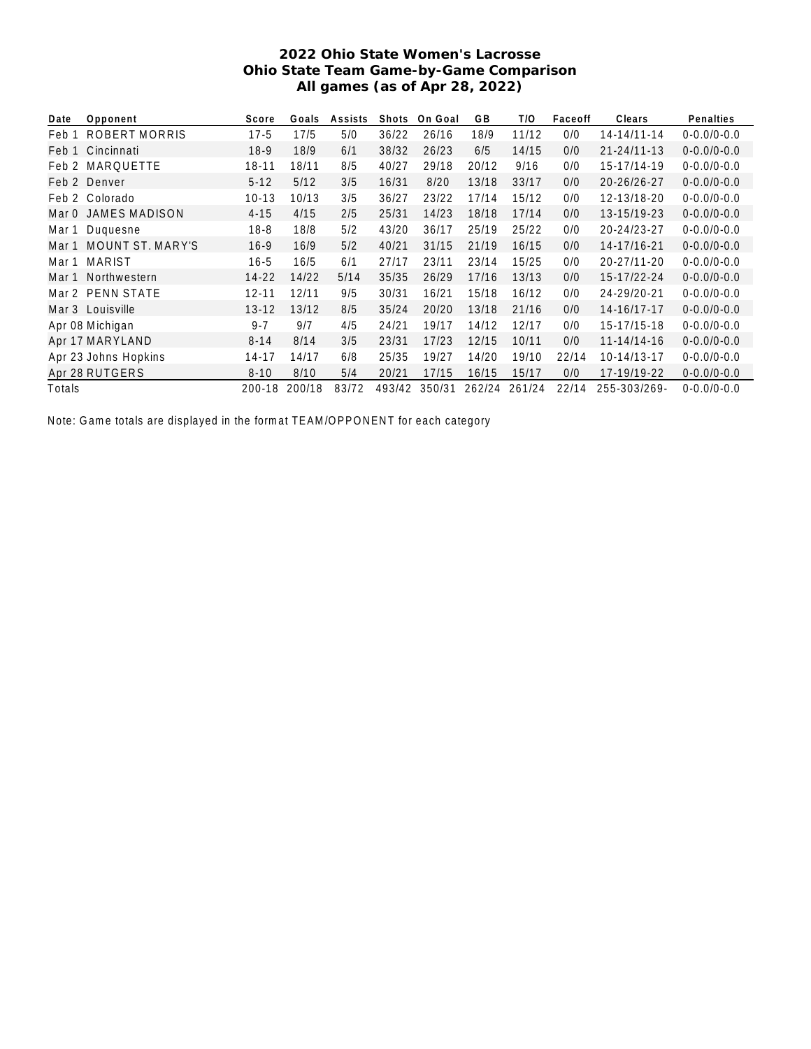### 2022 Ohio State Women's Lacrosse
### Ohio State Team Game-by-Game Comparison
### All games (as of Apr 28, 2022)

| Date | Opponent | Score | Goals | Assists | Shots | On Goal | GB | T/O | Faceoff | Clears | Penalties |
|---|---|---|---|---|---|---|---|---|---|---|---|
| Feb 1 | ROBERT MORRIS | 17-5 | 17/5 | 5/0 | 36/22 | 26/16 | 18/9 | 11/12 | 0/0 | 14-14/11-14 | 0-0.0/0-0.0 |
| Feb 1 | Cincinnati | 18-9 | 18/9 | 6/1 | 38/32 | 26/23 | 6/5 | 14/15 | 0/0 | 21-24/11-13 | 0-0.0/0-0.0 |
| Feb 2 | MARQUETTE | 18-11 | 18/11 | 8/5 | 40/27 | 29/18 | 20/12 | 9/16 | 0/0 | 15-17/14-19 | 0-0.0/0-0.0 |
| Feb 2 | Denver | 5-12 | 5/12 | 3/5 | 16/31 | 8/20 | 13/18 | 33/17 | 0/0 | 20-26/26-27 | 0-0.0/0-0.0 |
| Feb 2 | Colorado | 10-13 | 10/13 | 3/5 | 36/27 | 23/22 | 17/14 | 15/12 | 0/0 | 12-13/18-20 | 0-0.0/0-0.0 |
| Mar 0 | JAMES MADISON | 4-15 | 4/15 | 2/5 | 25/31 | 14/23 | 18/18 | 17/14 | 0/0 | 13-15/19-23 | 0-0.0/0-0.0 |
| Mar 1 | Duquesne | 18-8 | 18/8 | 5/2 | 43/20 | 36/17 | 25/19 | 25/22 | 0/0 | 20-24/23-27 | 0-0.0/0-0.0 |
| Mar 1 | MOUNT ST. MARY'S | 16-9 | 16/9 | 5/2 | 40/21 | 31/15 | 21/19 | 16/15 | 0/0 | 14-17/16-21 | 0-0.0/0-0.0 |
| Mar 1 | MARIST | 16-5 | 16/5 | 6/1 | 27/17 | 23/11 | 23/14 | 15/25 | 0/0 | 20-27/11-20 | 0-0.0/0-0.0 |
| Mar 1 | Northwestern | 14-22 | 14/22 | 5/14 | 35/35 | 26/29 | 17/16 | 13/13 | 0/0 | 15-17/22-24 | 0-0.0/0-0.0 |
| Mar 2 | PENN STATE | 12-11 | 12/11 | 9/5 | 30/31 | 16/21 | 15/18 | 16/12 | 0/0 | 24-29/20-21 | 0-0.0/0-0.0 |
| Mar 3 | Louisville | 13-12 | 13/12 | 8/5 | 35/24 | 20/20 | 13/18 | 21/16 | 0/0 | 14-16/17-17 | 0-0.0/0-0.0 |
| Apr 08 | Michigan | 9-7 | 9/7 | 4/5 | 24/21 | 19/17 | 14/12 | 12/17 | 0/0 | 15-17/15-18 | 0-0.0/0-0.0 |
| Apr 17 | MARYLAND | 8-14 | 8/14 | 3/5 | 23/31 | 17/23 | 12/15 | 10/11 | 0/0 | 11-14/14-16 | 0-0.0/0-0.0 |
| Apr 23 | Johns Hopkins | 14-17 | 14/17 | 6/8 | 25/35 | 19/27 | 14/20 | 19/10 | 22/14 | 10-14/13-17 | 0-0.0/0-0.0 |
| Apr 28 | RUTGERS | 8-10 | 8/10 | 5/4 | 20/21 | 17/15 | 16/15 | 15/17 | 0/0 | 17-19/19-22 | 0-0.0/0-0.0 |
| Totals | | 200-18 | 200/18 | 83/72 | 493/42 | 350/31 | 262/24 | 261/24 | 22/14 | 255-303/269- | 0-0.0/0-0.0 |

Note: Game totals are displayed in the format TEAM/OPPONENT for each category